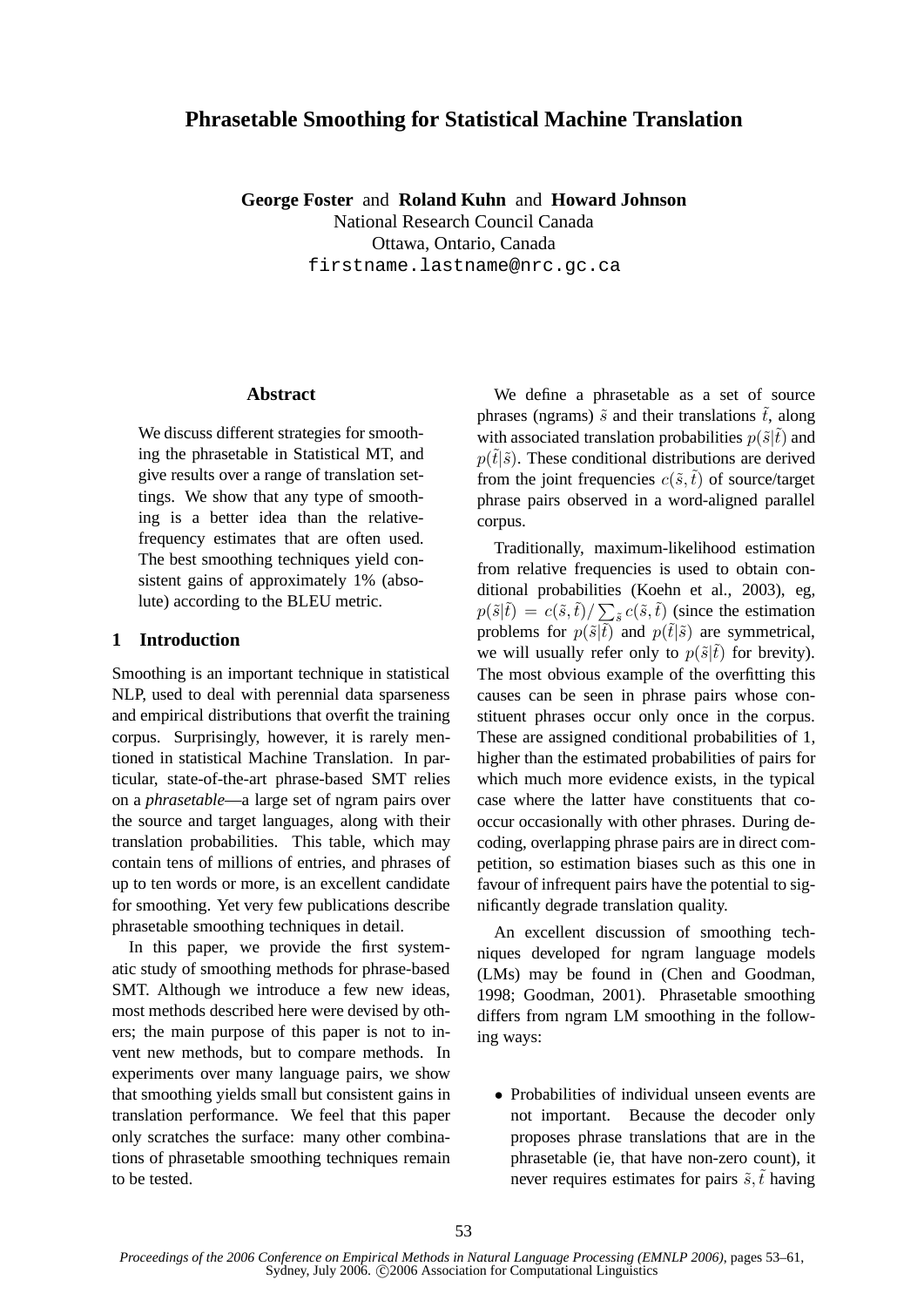# Phrasetable Smoothing for Statistical Machine Translation

**George Foster** and **Roland Kuhn** and **Howard Johnson**
National Research Council Canada
Ottawa, Ontario, Canada
firstname.lastname@nrc.gc.ca

## Abstract

We discuss different strategies for smoothing the phrasetable in Statistical MT, and give results over a range of translation settings. We show that any type of smoothing is a better idea than the relative-frequency estimates that are often used. The best smoothing techniques yield consistent gains of approximately 1% (absolute) according to the BLEU metric.

## 1 Introduction

Smoothing is an important technique in statistical NLP, used to deal with perennial data sparseness and empirical distributions that overfit the training corpus. Surprisingly, however, it is rarely mentioned in statistical Machine Translation. In particular, state-of-the-art phrase-based SMT relies on a *phrasetable*—a large set of ngram pairs over the source and target languages, along with their translation probabilities. This table, which may contain tens of millions of entries, and phrases of up to ten words or more, is an excellent candidate for smoothing. Yet very few publications describe phrasetable smoothing techniques in detail.

In this paper, we provide the first systematic study of smoothing methods for phrase-based SMT. Although we introduce a few new ideas, most methods described here were devised by others; the main purpose of this paper is not to invent new methods, but to compare methods. In experiments over many language pairs, we show that smoothing yields small but consistent gains in translation performance. We feel that this paper only scratches the surface: many other combinations of phrasetable smoothing techniques remain to be tested.

We define a phrasetable as a set of source phrases (ngrams) $\tilde{s}$ and their translations $\tilde{t}$, along with associated translation probabilities $p(\tilde{s}|\tilde{t})$ and $p(\tilde{t}|\tilde{s})$. These conditional distributions are derived from the joint frequencies $c(\tilde{s}, \tilde{t})$ of source/target phrase pairs observed in a word-aligned parallel corpus.

Traditionally, maximum-likelihood estimation from relative frequencies is used to obtain conditional probabilities (Koehn et al., 2003), eg, $p(\tilde{s}|\tilde{t}) = c(\tilde{s}, \tilde{t}) / \sum_{\tilde{s}} c(\tilde{s}, \tilde{t})$ (since the estimation problems for $p(\tilde{s}|\tilde{t})$ and $p(\tilde{t}|\tilde{s})$ are symmetrical, we will usually refer only to $p(\tilde{s}|\tilde{t})$ for brevity). The most obvious example of the overfitting this causes can be seen in phrase pairs whose constituent phrases occur only once in the corpus. These are assigned conditional probabilities of 1, higher than the estimated probabilities of pairs for which much more evidence exists, in the typical case where the latter have constituents that co-occur occasionally with other phrases. During decoding, overlapping phrase pairs are in direct competition, so estimation biases such as this one in favour of infrequent pairs have the potential to significantly degrade translation quality.

An excellent discussion of smoothing techniques developed for ngram language models (LMs) may be found in (Chen and Goodman, 1998; Goodman, 2001). Phrasetable smoothing differs from ngram LM smoothing in the following ways:

- Probabilities of individual unseen events are not important. Because the decoder only proposes phrase translations that are in the phrasetable (ie, that have non-zero count), it never requires estimates for pairs $\tilde{s}, \tilde{t}$ having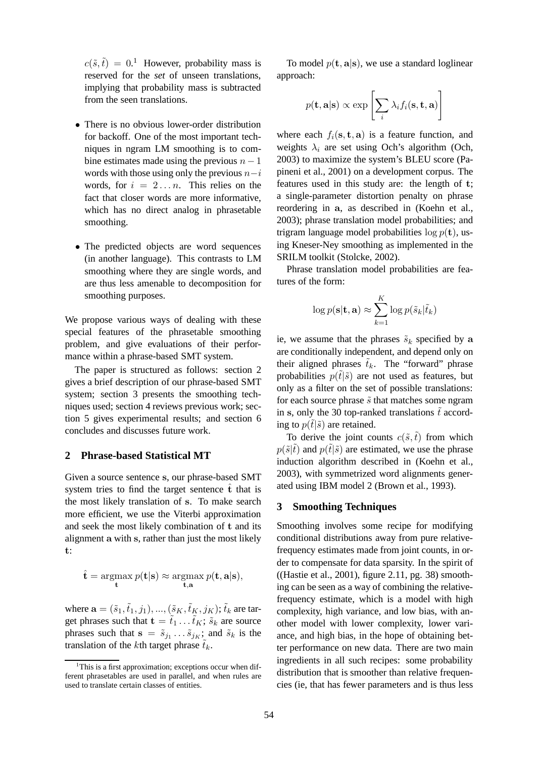$c(\tilde{s}, \tilde{t}) = 0$.[1] However, probability mass is reserved for the *set* of unseen translations, implying that probability mass is subtracted from the seen translations.

- There is no obvious lower-order distribution for backoff. One of the most important techniques in ngram LM smoothing is to combine estimates made using the previous $n-1$ words with those using only the previous $n-i$ words, for $i = 2 \ldots n$. This relies on the fact that closer words are more informative, which has no direct analog in phrasetable smoothing.

- The predicted objects are word sequences (in another language). This contrasts to LM smoothing where they are single words, and are thus less amenable to decomposition for smoothing purposes.

We propose various ways of dealing with these special features of the phrasetable smoothing problem, and give evaluations of their performance within a phrase-based SMT system.

The paper is structured as follows: section 2 gives a brief description of our phrase-based SMT system; section 3 presents the smoothing techniques used; section 4 reviews previous work; section 5 gives experimental results; and section 6 concludes and discusses future work.

## 2 Phrase-based Statistical MT

Given a source sentence $\mathbf{s}$, our phrase-based SMT system tries to find the target sentence $\hat{\mathbf{t}}$ that is the most likely translation of $\mathbf{s}$. To make search more efficient, we use the Viterbi approximation and seek the most likely combination of $\mathbf{t}$ and its alignment $\mathbf{a}$ with $\mathbf{s}$, rather than just the most likely $\mathbf{t}$:

$$\hat{\mathbf{t}} = \operatorname*{argmax}_{\mathbf{t}} p(\mathbf{t}|\mathbf{s}) \approx \operatorname*{argmax}_{\mathbf{t},\mathbf{a}} p(\mathbf{t}, \mathbf{a}|\mathbf{s}),$$

where $\mathbf{a} = (\tilde{s}_1, \tilde{t}_1, j_1), ..., (\tilde{s}_K, \tilde{t}_K, j_K)$; $\tilde{t}_k$ are target phrases such that $\mathbf{t} = \tilde{t}_1 \ldots \tilde{t}_K$; $\tilde{s}_k$ are source phrases such that $\mathbf{s} = \tilde{s}_{j_1} \ldots \tilde{s}_{j_K}$; and $\tilde{s}_k$ is the translation of the $k$th target phrase $\tilde{t}_k$.

To model $p(\mathbf{t}, \mathbf{a}|\mathbf{s})$, we use a standard loglinear approach:

$$p(\mathbf{t}, \mathbf{a}|\mathbf{s}) \propto \exp \left[ \sum_i \lambda_i f_i(\mathbf{s}, \mathbf{t}, \mathbf{a}) \right]$$

where each $f_i(\mathbf{s}, \mathbf{t}, \mathbf{a})$ is a feature function, and weights $\lambda_i$ are set using Och's algorithm (Och, 2003) to maximize the system's BLEU score (Papineni et al., 2001) on a development corpus. The features used in this study are: the length of $\mathbf{t}$; a single-parameter distortion penalty on phrase reordering in $\mathbf{a}$, as described in (Koehn et al., 2003); phrase translation model probabilities; and trigram language model probabilities $\log p(\mathbf{t})$, using Kneser-Ney smoothing as implemented in the SRILM toolkit (Stolcke, 2002).

Phrase translation model probabilities are features of the form:

$$\log p(\mathbf{s}|\mathbf{t}, \mathbf{a}) \approx \sum_{k=1}^{K} \log p(\tilde{s}_k|\tilde{t}_k)$$

ie, we assume that the phrases $\tilde{s}_k$ specified by $\mathbf{a}$ are conditionally independent, and depend only on their aligned phrases $\tilde{t}_k$. The "forward" phrase probabilities $p(\tilde{t}|\tilde{s})$ are not used as features, but only as a filter on the set of possible translations: for each source phrase $\tilde{s}$ that matches some ngram in $\mathbf{s}$, only the 30 top-ranked translations $\tilde{t}$ according to $p(\tilde{t}|\tilde{s})$ are retained.

To derive the joint counts $c(\tilde{s}, \tilde{t})$ from which $p(\tilde{s}|\tilde{t})$ and $p(\tilde{t}|\tilde{s})$ are estimated, we use the phrase induction algorithm described in (Koehn et al., 2003), with symmetrized word alignments generated using IBM model 2 (Brown et al., 1993).

## 3 Smoothing Techniques

Smoothing involves some recipe for modifying conditional distributions away from pure relative-frequency estimates made from joint counts, in order to compensate for data sparsity. In the spirit of ((Hastie et al., 2001), figure 2.11, pg. 38) smoothing can be seen as a way of combining the relative-frequency estimate, which is a model with high complexity, high variance, and low bias, with another model with lower complexity, lower variance, and high bias, in the hope of obtaining better performance on new data. There are two main ingredients in all such recipes: some probability distribution that is smoother than relative frequencies (ie, that has fewer parameters and is thus less

[1] This is a first approximation; exceptions occur when different phrasetables are used in parallel, and when rules are used to translate certain classes of entities.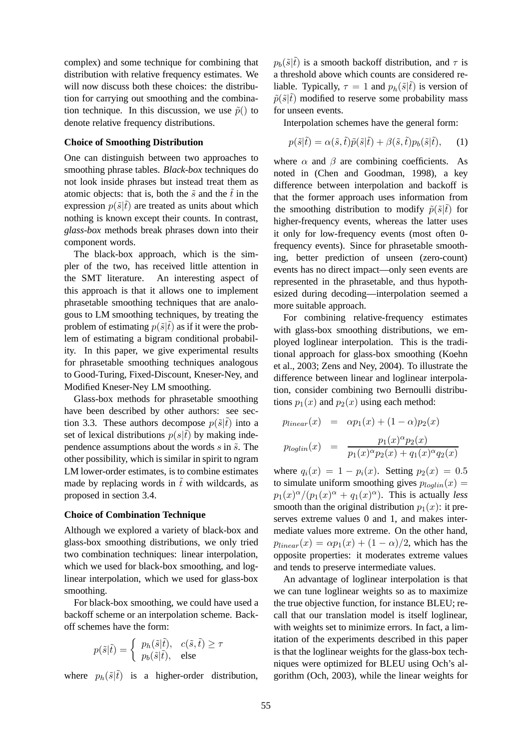complex) and some technique for combining that distribution with relative frequency estimates. We will now discuss both these choices: the distribution for carrying out smoothing and the combination technique. In this discussion, we use $\tilde{p}()$ to denote relative frequency distributions.

**Choice of Smoothing Distribution**

One can distinguish between two approaches to smoothing phrase tables. *Black-box* techniques do not look inside phrases but instead treat them as atomic objects: that is, both the $\tilde{s}$ and the $\tilde{t}$ in the expression $p(\tilde{s}|\tilde{t})$ are treated as units about which nothing is known except their counts. In contrast, *glass-box* methods break phrases down into their component words.

The black-box approach, which is the simpler of the two, has received little attention in the SMT literature. An interesting aspect of this approach is that it allows one to implement phrasetable smoothing techniques that are analogous to LM smoothing techniques, by treating the problem of estimating $p(\tilde{s}|\tilde{t})$ as if it were the problem of estimating a bigram conditional probability. In this paper, we give experimental results for phrasetable smoothing techniques analogous to Good-Turing, Fixed-Discount, Kneser-Ney, and Modified Kneser-Ney LM smoothing.

Glass-box methods for phrasetable smoothing have been described by other authors: see section 3.3. These authors decompose $p(\tilde{s}|\tilde{t})$ into a set of lexical distributions $p(s|\tilde{t})$ by making independence assumptions about the words $s$ in $\tilde{s}$. The other possibility, which is similar in spirit to ngram LM lower-order estimates, is to combine estimates made by replacing words in $\tilde{t}$ with wildcards, as proposed in section 3.4.

**Choice of Combination Technique**

Although we explored a variety of black-box and glass-box smoothing distributions, we only tried two combination techniques: linear interpolation, which we used for black-box smoothing, and loglinear interpolation, which we used for glass-box smoothing.

For black-box smoothing, we could have used a backoff scheme or an interpolation scheme. Backoff schemes have the form:

$$p(\tilde{s}|\tilde{t}) = \begin{cases} p_h(\tilde{s}|\tilde{t}), & c(\tilde{s},\tilde{t}) \geq \tau \\ p_b(\tilde{s}|\tilde{t}), & \text{else} \end{cases}$$

where $p_h(\tilde{s}|\tilde{t})$ is a higher-order distribution, $p_b(\tilde{s}|\tilde{t})$ is a smooth backoff distribution, and $\tau$ is a threshold above which counts are considered reliable. Typically, $\tau = 1$ and $p_h(\tilde{s}|\tilde{t})$ is version of $\tilde{p}(\tilde{s}|\tilde{t})$ modified to reserve some probability mass for unseen events.

Interpolation schemes have the general form:

$$p(\tilde{s}|\tilde{t}) = \alpha(\tilde{s},\tilde{t})\tilde{p}(\tilde{s}|\tilde{t}) + \beta(\tilde{s},\tilde{t})p_b(\tilde{s}|\tilde{t}), \qquad (1)$$

where $\alpha$ and $\beta$ are combining coefficients. As noted in (Chen and Goodman, 1998), a key difference between interpolation and backoff is that the former approach uses information from the smoothing distribution to modify $\tilde{p}(\tilde{s}|\tilde{t})$ for higher-frequency events, whereas the latter uses it only for low-frequency events (most often 0-frequency events). Since for phrasetable smoothing, better prediction of unseen (zero-count) events has no direct impact—only seen events are represented in the phrasetable, and thus hypothesized during decoding—interpolation seemed a more suitable approach.

For combining relative-frequency estimates with glass-box smoothing distributions, we employed loglinear interpolation. This is the traditional approach for glass-box smoothing (Koehn et al., 2003; Zens and Ney, 2004). To illustrate the difference between linear and loglinear interpolation, consider combining two Bernoulli distributions $p_1(x)$ and $p_2(x)$ using each method:

$$p_{linear}(x) = \alpha p_1(x) + (1-\alpha)p_2(x)$$

$$p_{loglin}(x) = \frac{p_1(x)^\alpha p_2(x)}{p_1(x)^\alpha p_2(x) + q_1(x)^\alpha q_2(x)}$$

where $q_i(x) = 1 - p_i(x)$. Setting $p_2(x) = 0.5$ to simulate uniform smoothing gives $p_{loglin}(x) = p_1(x)^\alpha/(p_1(x)^\alpha + q_1(x)^\alpha)$. This is actually *less* smooth than the original distribution $p_1(x)$: it preserves extreme values 0 and 1, and makes intermediate values more extreme. On the other hand, $p_{linear}(x) = \alpha p_1(x) + (1-\alpha)/2$, which has the opposite properties: it moderates extreme values and tends to preserve intermediate values.

An advantage of loglinear interpolation is that we can tune loglinear weights so as to maximize the true objective function, for instance BLEU; recall that our translation model is itself loglinear, with weights set to minimize errors. In fact, a limitation of the experiments described in this paper is that the loglinear weights for the glass-box techniques were optimized for BLEU using Och's algorithm (Och, 2003), while the linear weights for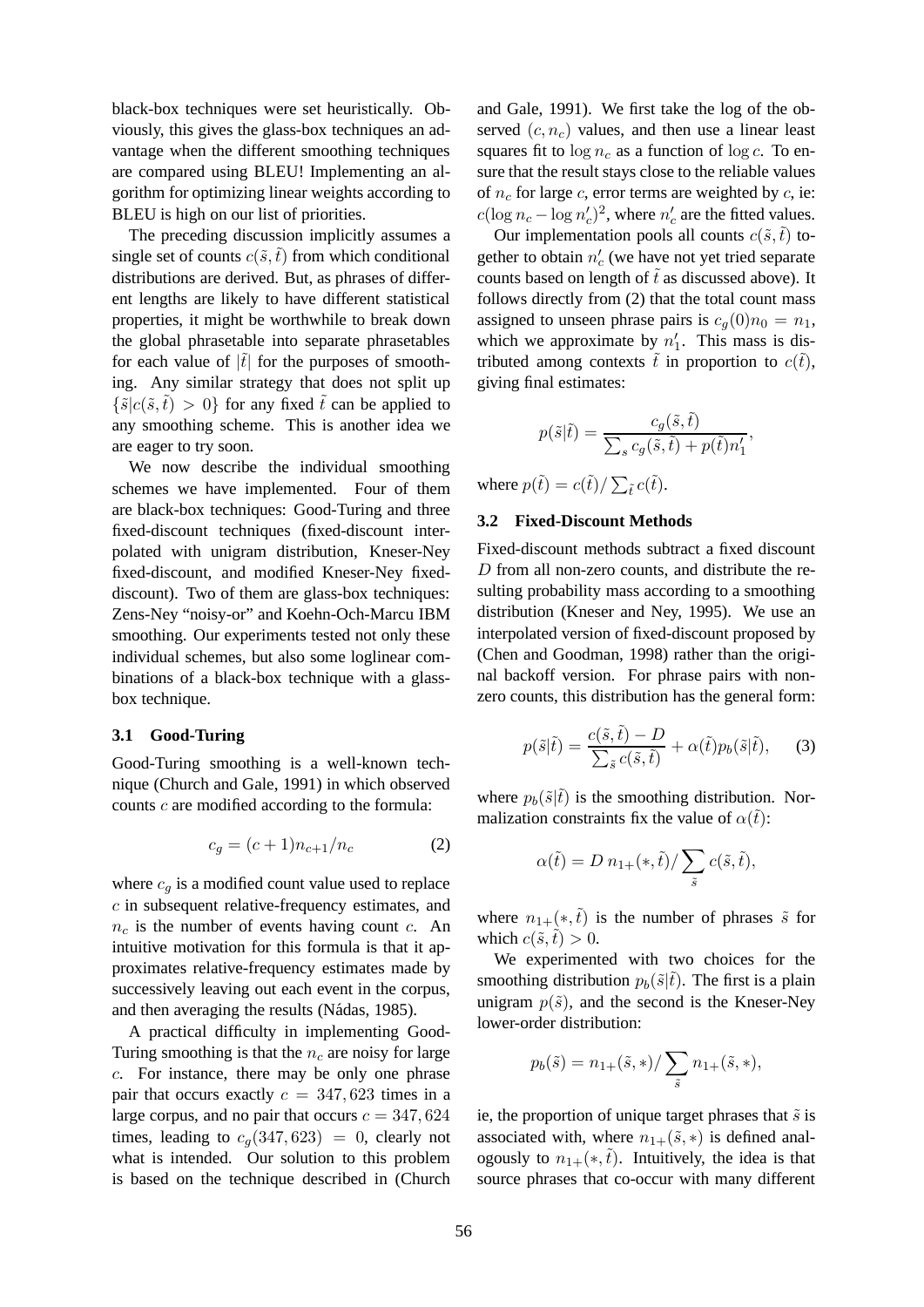black-box techniques were set heuristically. Obviously, this gives the glass-box techniques an advantage when the different smoothing techniques are compared using BLEU! Implementing an algorithm for optimizing linear weights according to BLEU is high on our list of priorities.

The preceding discussion implicitly assumes a single set of counts $c(\tilde{s}, \tilde{t})$ from which conditional distributions are derived. But, as phrases of different lengths are likely to have different statistical properties, it might be worthwhile to break down the global phrasetable into separate phrasetables for each value of $|\tilde{t}|$ for the purposes of smoothing. Any similar strategy that does not split up $\{\tilde{s}|c(\tilde{s}, \tilde{t}) > 0\}$ for any fixed $\tilde{t}$ can be applied to any smoothing scheme. This is another idea we are eager to try soon.

We now describe the individual smoothing schemes we have implemented. Four of them are black-box techniques: Good-Turing and three fixed-discount techniques (fixed-discount interpolated with unigram distribution, Kneser-Ney fixed-discount, and modified Kneser-Ney fixed-discount). Two of them are glass-box techniques: Zens-Ney "noisy-or" and Koehn-Och-Marcu IBM smoothing. Our experiments tested not only these individual schemes, but also some loglinear combinations of a black-box technique with a glass-box technique.

### 3.1 Good-Turing

Good-Turing smoothing is a well-known technique (Church and Gale, 1991) in which observed counts $c$ are modified according to the formula:

$$c_g = (c+1)n_{c+1}/n_c \tag{2}$$

where $c_g$ is a modified count value used to replace $c$ in subsequent relative-frequency estimates, and $n_c$ is the number of events having count $c$. An intuitive motivation for this formula is that it approximates relative-frequency estimates made by successively leaving out each event in the corpus, and then averaging the results (Nádas, 1985).

A practical difficulty in implementing Good-Turing smoothing is that the $n_c$ are noisy for large $c$. For instance, there may be only one phrase pair that occurs exactly $c = 347,623$ times in a large corpus, and no pair that occurs $c = 347,624$ times, leading to $c_g(347,623) = 0$, clearly not what is intended. Our solution to this problem is based on the technique described in (Church and Gale, 1991). We first take the log of the observed $(c, n_c)$ values, and then use a linear least squares fit to $\log n_c$ as a function of $\log c$. To ensure that the result stays close to the reliable values of $n_c$ for large $c$, error terms are weighted by $c$, ie: $c(\log n_c - \log n'_c)^2$, where $n'_c$ are the fitted values.

Our implementation pools all counts $c(\tilde{s}, \tilde{t})$ together to obtain $n'_c$ (we have not yet tried separate counts based on length of $\tilde{t}$ as discussed above). It follows directly from (2) that the total count mass assigned to unseen phrase pairs is $c_g(0)n_0 = n_1$, which we approximate by $n'_1$. This mass is distributed among contexts $\tilde{t}$ in proportion to $c(\tilde{t})$, giving final estimates:

$$p(\tilde{s}|\tilde{t}) = \frac{c_g(\tilde{s}, \tilde{t})}{\sum_s c_g(\tilde{s}, \tilde{t}) + p(\tilde{t})n'_1},$$

where $p(\tilde{t}) = c(\tilde{t}) / \sum_{\tilde{t}} c(\tilde{t})$.

### 3.2 Fixed-Discount Methods

Fixed-discount methods subtract a fixed discount $D$ from all non-zero counts, and distribute the resulting probability mass according to a smoothing distribution (Kneser and Ney, 1995). We use an interpolated version of fixed-discount proposed by (Chen and Goodman, 1998) rather than the original backoff version. For phrase pairs with non-zero counts, this distribution has the general form:

$$p(\tilde{s}|\tilde{t}) = \frac{c(\tilde{s}, \tilde{t}) - D}{\sum_{\tilde{s}} c(\tilde{s}, \tilde{t})} + \alpha(\tilde{t})p_b(\tilde{s}|\tilde{t}), \tag{3}$$

where $p_b(\tilde{s}|\tilde{t})$ is the smoothing distribution. Normalization constraints fix the value of $\alpha(\tilde{t})$:

$$\alpha(\tilde{t}) = D\, n_{1+}(*, \tilde{t}) / \sum_{\tilde{s}} c(\tilde{s}, \tilde{t}),$$

where $n_{1+}(*, \tilde{t})$ is the number of phrases $\tilde{s}$ for which $c(\tilde{s}, \tilde{t}) > 0$.

We experimented with two choices for the smoothing distribution $p_b(\tilde{s}|\tilde{t})$. The first is a plain unigram $p(\tilde{s})$, and the second is the Kneser-Ney lower-order distribution:

$$p_b(\tilde{s}) = n_{1+}(\tilde{s}, *) / \sum_{\tilde{s}} n_{1+}(\tilde{s}, *),$$

ie, the proportion of unique target phrases that $\tilde{s}$ is associated with, where $n_{1+}(\tilde{s}, *)$ is defined analogously to $n_{1+}(*, \tilde{t})$. Intuitively, the idea is that source phrases that co-occur with many different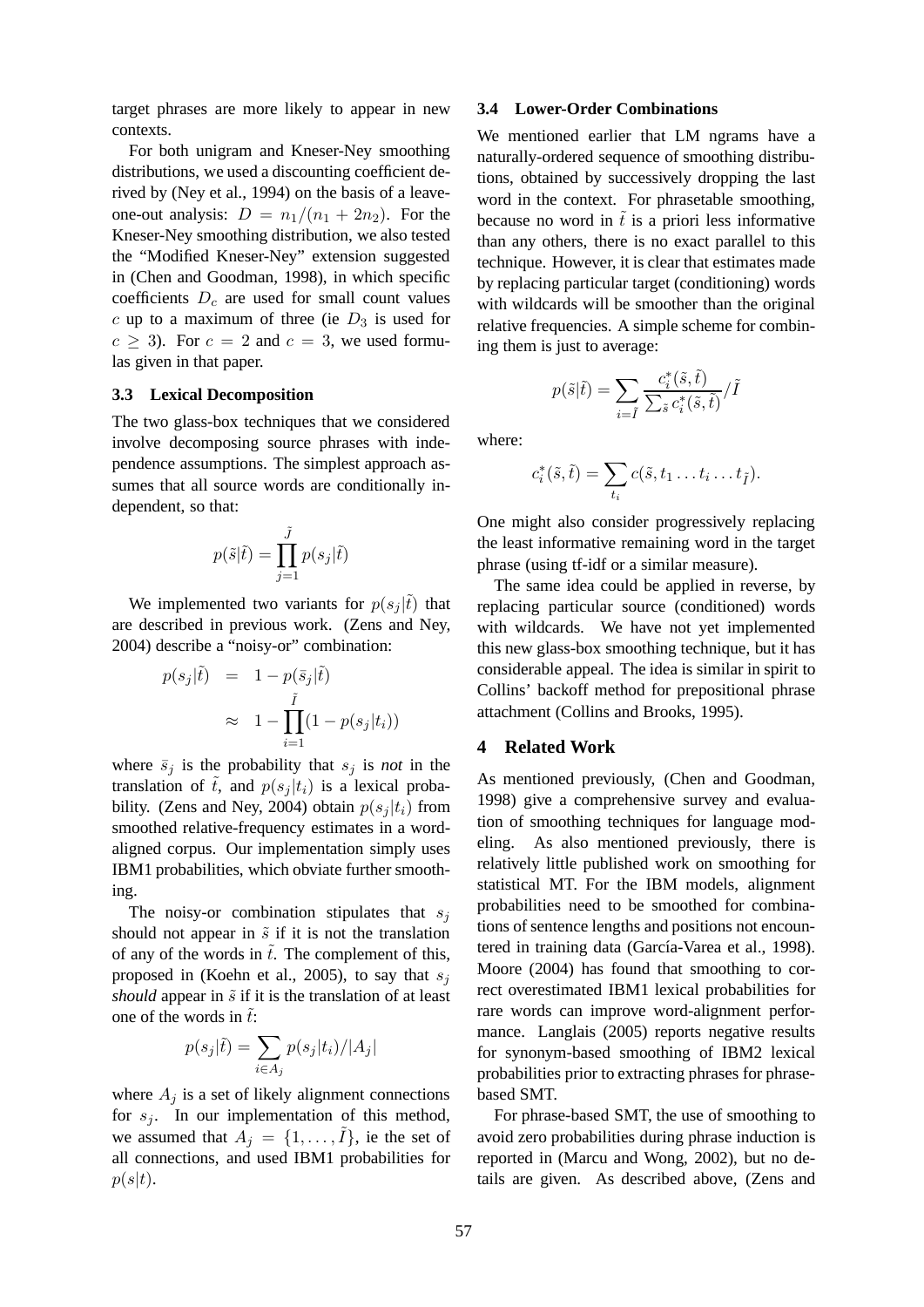target phrases are more likely to appear in new contexts.

For both unigram and Kneser-Ney smoothing distributions, we used a discounting coefficient derived by (Ney et al., 1994) on the basis of a leave-one-out analysis: $D = n_1/(n_1 + 2n_2)$. For the Kneser-Ney smoothing distribution, we also tested the "Modified Kneser-Ney" extension suggested in (Chen and Goodman, 1998), in which specific coefficients $D_c$ are used for small count values $c$ up to a maximum of three (ie $D_3$ is used for $c \geq 3$). For $c = 2$ and $c = 3$, we used formulas given in that paper.

### 3.3 Lexical Decomposition

The two glass-box techniques that we considered involve decomposing source phrases with independence assumptions. The simplest approach assumes that all source words are conditionally independent, so that:

$$p(\tilde{s}|\tilde{t}) = \prod_{j=1}^{\tilde{J}} p(s_j|\tilde{t})$$

We implemented two variants for $p(s_j|\tilde{t})$ that are described in previous work. (Zens and Ney, 2004) describe a "noisy-or" combination:

$$\begin{aligned} p(s_j|\tilde{t}) &= 1 - p(\bar{s}_j|\tilde{t}) \\ &\approx 1 - \prod_{i=1}^{\tilde{I}} (1 - p(s_j|t_i)) \end{aligned}$$

where $\bar{s}_j$ is the probability that $s_j$ is *not* in the translation of $\tilde{t}$, and $p(s_j|t_i)$ is a lexical probability. (Zens and Ney, 2004) obtain $p(s_j|t_i)$ from smoothed relative-frequency estimates in a word-aligned corpus. Our implementation simply uses IBM1 probabilities, which obviate further smoothing.

The noisy-or combination stipulates that $s_j$ should not appear in $\tilde{s}$ if it is not the translation of any of the words in $\tilde{t}$. The complement of this, proposed in (Koehn et al., 2005), to say that $s_j$ *should* appear in $\tilde{s}$ if it is the translation of at least one of the words in $\tilde{t}$:

$$p(s_j|\tilde{t}) = \sum_{i \in A_j} p(s_j|t_i)/|A_j|$$

where $A_j$ is a set of likely alignment connections for $s_j$. In our implementation of this method, we assumed that $A_j = \{1, \ldots, \tilde{I}\}$, ie the set of all connections, and used IBM1 probabilities for $p(s|t)$.

### 3.4 Lower-Order Combinations

We mentioned earlier that LM ngrams have a naturally-ordered sequence of smoothing distributions, obtained by successively dropping the last word in the context. For phrasetable smoothing, because no word in $\tilde{t}$ is a priori less informative than any others, there is no exact parallel to this technique. However, it is clear that estimates made by replacing particular target (conditioning) words with wildcards will be smoother than the original relative frequencies. A simple scheme for combining them is just to average:

$$p(\tilde{s}|\tilde{t}) = \sum_{i=\tilde{I}} \frac{c_i^*(\tilde{s}, \tilde{t})}{\sum_{\tilde{s}} c_i^*(\tilde{s}, \tilde{t})} / \tilde{I}$$

where:

$$c_i^*(\tilde{s}, \tilde{t}) = \sum_{t_i} c(\tilde{s}, t_1 \ldots t_i \ldots t_{\tilde{I}}).$$

One might also consider progressively replacing the least informative remaining word in the target phrase (using tf-idf or a similar measure).

The same idea could be applied in reverse, by replacing particular source (conditioned) words with wildcards. We have not yet implemented this new glass-box smoothing technique, but it has considerable appeal. The idea is similar in spirit to Collins' backoff method for prepositional phrase attachment (Collins and Brooks, 1995).

## 4 Related Work

As mentioned previously, (Chen and Goodman, 1998) give a comprehensive survey and evaluation of smoothing techniques for language modeling. As also mentioned previously, there is relatively little published work on smoothing for statistical MT. For the IBM models, alignment probabilities need to be smoothed for combinations of sentence lengths and positions not encountered in training data (García-Varea et al., 1998). Moore (2004) has found that smoothing to correct overestimated IBM1 lexical probabilities for rare words can improve word-alignment performance. Langlais (2005) reports negative results for synonym-based smoothing of IBM2 lexical probabilities prior to extracting phrases for phrase-based SMT.

For phrase-based SMT, the use of smoothing to avoid zero probabilities during phrase induction is reported in (Marcu and Wong, 2002), but no details are given. As described above, (Zens and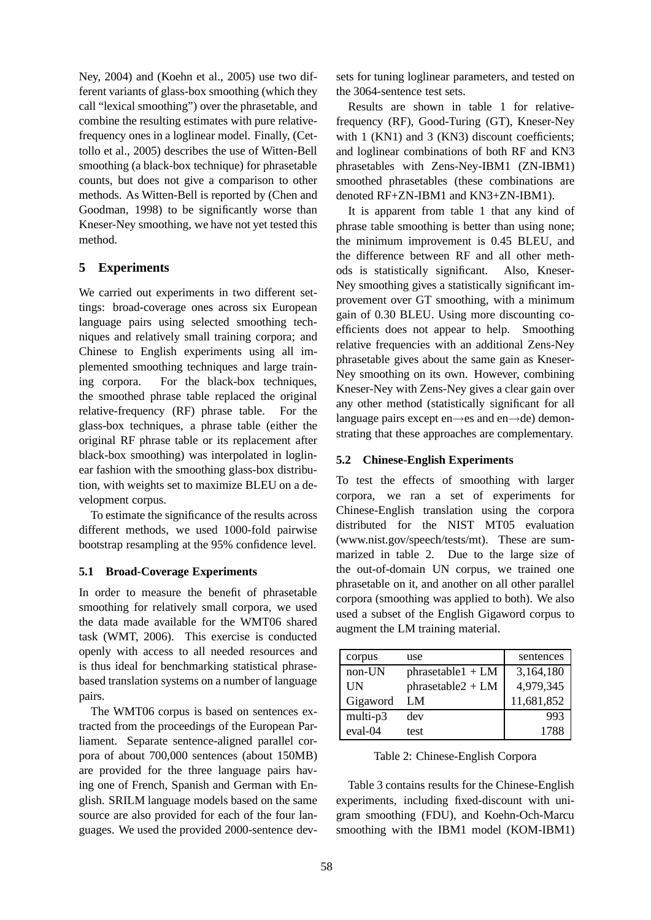Ney, 2004) and (Koehn et al., 2005) use two different variants of glass-box smoothing (which they call "lexical smoothing") over the phrasetable, and combine the resulting estimates with pure relative-frequency ones in a loglinear model. Finally, (Cettollo et al., 2005) describes the use of Witten-Bell smoothing (a black-box technique) for phrasetable counts, but does not give a comparison to other methods. As Witten-Bell is reported by (Chen and Goodman, 1998) to be significantly worse than Kneser-Ney smoothing, we have not yet tested this method.

## 5 Experiments

We carried out experiments in two different settings: broad-coverage ones across six European language pairs using selected smoothing techniques and relatively small training corpora; and Chinese to English experiments using all implemented smoothing techniques and large training corpora. For the black-box techniques, the smoothed phrase table replaced the original relative-frequency (RF) phrase table. For the glass-box techniques, a phrase table (either the original RF phrase table or its replacement after black-box smoothing) was interpolated in loglinear fashion with the smoothing glass-box distribution, with weights set to maximize BLEU on a development corpus.

To estimate the significance of the results across different methods, we used 1000-fold pairwise bootstrap resampling at the 95% confidence level.

### 5.1 Broad-Coverage Experiments

In order to measure the benefit of phrasetable smoothing for relatively small corpora, we used the data made available for the WMT06 shared task (WMT, 2006). This exercise is conducted openly with access to all needed resources and is thus ideal for benchmarking statistical phrase-based translation systems on a number of language pairs.

The WMT06 corpus is based on sentences extracted from the proceedings of the European Parliament. Separate sentence-aligned parallel corpora of about 700,000 sentences (about 150MB) are provided for the three language pairs having one of French, Spanish and German with English. SRILM language models based on the same source are also provided for each of the four languages. We used the provided 2000-sentence dev-sets for tuning loglinear parameters, and tested on the 3064-sentence test sets.

Results are shown in table 1 for relative-frequency (RF), Good-Turing (GT), Kneser-Ney with 1 (KN1) and 3 (KN3) discount coefficients; and loglinear combinations of both RF and KN3 phrasetables with Zens-Ney-IBM1 (ZN-IBM1) smoothed phrasetables (these combinations are denoted RF+ZN-IBM1 and KN3+ZN-IBM1).

It is apparent from table 1 that any kind of phrase table smoothing is better than using none; the minimum improvement is 0.45 BLEU, and the difference between RF and all other methods is statistically significant. Also, Kneser-Ney smoothing gives a statistically significant improvement over GT smoothing, with a minimum gain of 0.30 BLEU. Using more discounting coefficients does not appear to help. Smoothing relative frequencies with an additional Zens-Ney phrasetable gives about the same gain as Kneser-Ney smoothing on its own. However, combining Kneser-Ney with Zens-Ney gives a clear gain over any other method (statistically significant for all language pairs except en→es and en→de) demonstrating that these approaches are complementary.

### 5.2 Chinese-English Experiments

To test the effects of smoothing with larger corpora, we ran a set of experiments for Chinese-English translation using the corpora distributed for the NIST MT05 evaluation (www.nist.gov/speech/tests/mt). These are summarized in table 2. Due to the large size of the out-of-domain UN corpus, we trained one phrasetable on it, and another on all other parallel corpora (smoothing was applied to both). We also used a subset of the English Gigaword corpus to augment the LM training material.

| corpus | use | sentences |
|---|---|---|
| non-UN | phrasetable1 + LM | 3,164,180 |
| UN | phrasetable2 + LM | 4,979,345 |
| Gigaword | LM | 11,681,852 |
| multi-p3 | dev | 993 |
| eval-04 | test | 1788 |

Table 2: Chinese-English Corpora

Table 3 contains results for the Chinese-English experiments, including fixed-discount with unigram smoothing (FDU), and Koehn-Och-Marcu smoothing with the IBM1 model (KOM-IBM1)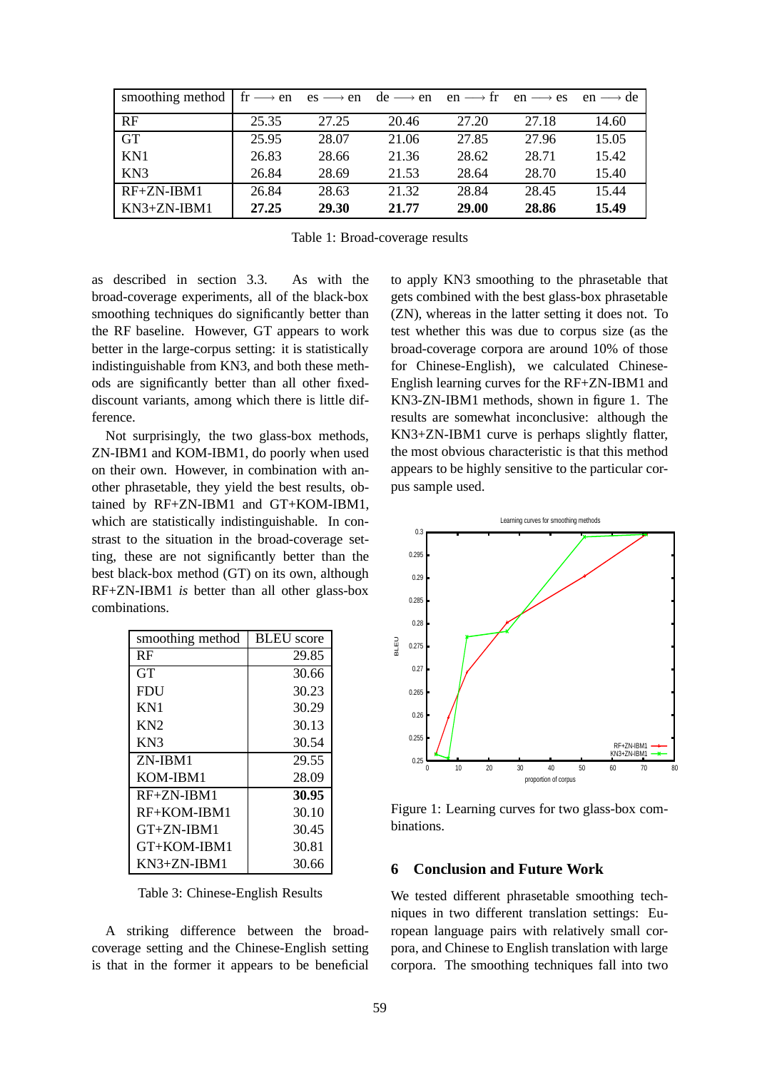| smoothing method | fr ⟶ en | es ⟶ en | de ⟶ en | en ⟶ fr | en ⟶ es | en ⟶ de |
|---|---|---|---|---|---|---|
| RF | 25.35 | 27.25 | 20.46 | 27.20 | 27.18 | 14.60 |
| GT | 25.95 | 28.07 | 21.06 | 27.85 | 27.96 | 15.05 |
| KN1 | 26.83 | 28.66 | 21.36 | 28.62 | 28.71 | 15.42 |
| KN3 | 26.84 | 28.69 | 21.53 | 28.64 | 28.70 | 15.40 |
| RF+ZN-IBM1 | 26.84 | 28.63 | 21.32 | 28.84 | 28.45 | 15.44 |
| KN3+ZN-IBM1 | **27.25** | **29.30** | **21.77** | **29.00** | **28.86** | **15.49** |

Table 1: Broad-coverage results

as described in section 3.3. As with the broad-coverage experiments, all of the black-box smoothing techniques do significantly better than the RF baseline. However, GT appears to work better in the large-corpus setting: it is statistically indistinguishable from KN3, and both these methods are significantly better than all other fixed-discount variants, among which there is little difference.

Not surprisingly, the two glass-box methods, ZN-IBM1 and KOM-IBM1, do poorly when used on their own. However, in combination with another phrasetable, they yield the best results, obtained by RF+ZN-IBM1 and GT+KOM-IBM1, which are statistically indistinguishable. In constrast to the situation in the broad-coverage setting, these are not significantly better than the best black-box method (GT) on its own, although RF+ZN-IBM1 *is* better than all other glass-box combinations.

| smoothing method | BLEU score |
|---|---|
| RF | 29.85 |
| GT | 30.66 |
| FDU | 30.23 |
| KN1 | 30.29 |
| KN2 | 30.13 |
| KN3 | 30.54 |
| ZN-IBM1 | 29.55 |
| KOM-IBM1 | 28.09 |
| RF+ZN-IBM1 | **30.95** |
| RF+KOM-IBM1 | 30.10 |
| GT+ZN-IBM1 | 30.45 |
| GT+KOM-IBM1 | 30.81 |
| KN3+ZN-IBM1 | 30.66 |

Table 3: Chinese-English Results

A striking difference between the broad-coverage setting and the Chinese-English setting is that in the former it appears to be beneficial to apply KN3 smoothing to the phrasetable that gets combined with the best glass-box phrasetable (ZN), whereas in the latter setting it does not. To test whether this was due to corpus size (as the broad-coverage corpora are around 10% of those for Chinese-English), we calculated Chinese-English learning curves for the RF+ZN-IBM1 and KN3-ZN-IBM1 methods, shown in figure 1. The results are somewhat inconclusive: although the KN3+ZN-IBM1 curve is perhaps slightly flatter, the most obvious characteristic is that this method appears to be highly sensitive to the particular corpus sample used.

Figure 1: Learning curves for two glass-box combinations.

## 6 Conclusion and Future Work

We tested different phrasetable smoothing techniques in two different translation settings: European language pairs with relatively small corpora, and Chinese to English translation with large corpora. The smoothing techniques fall into two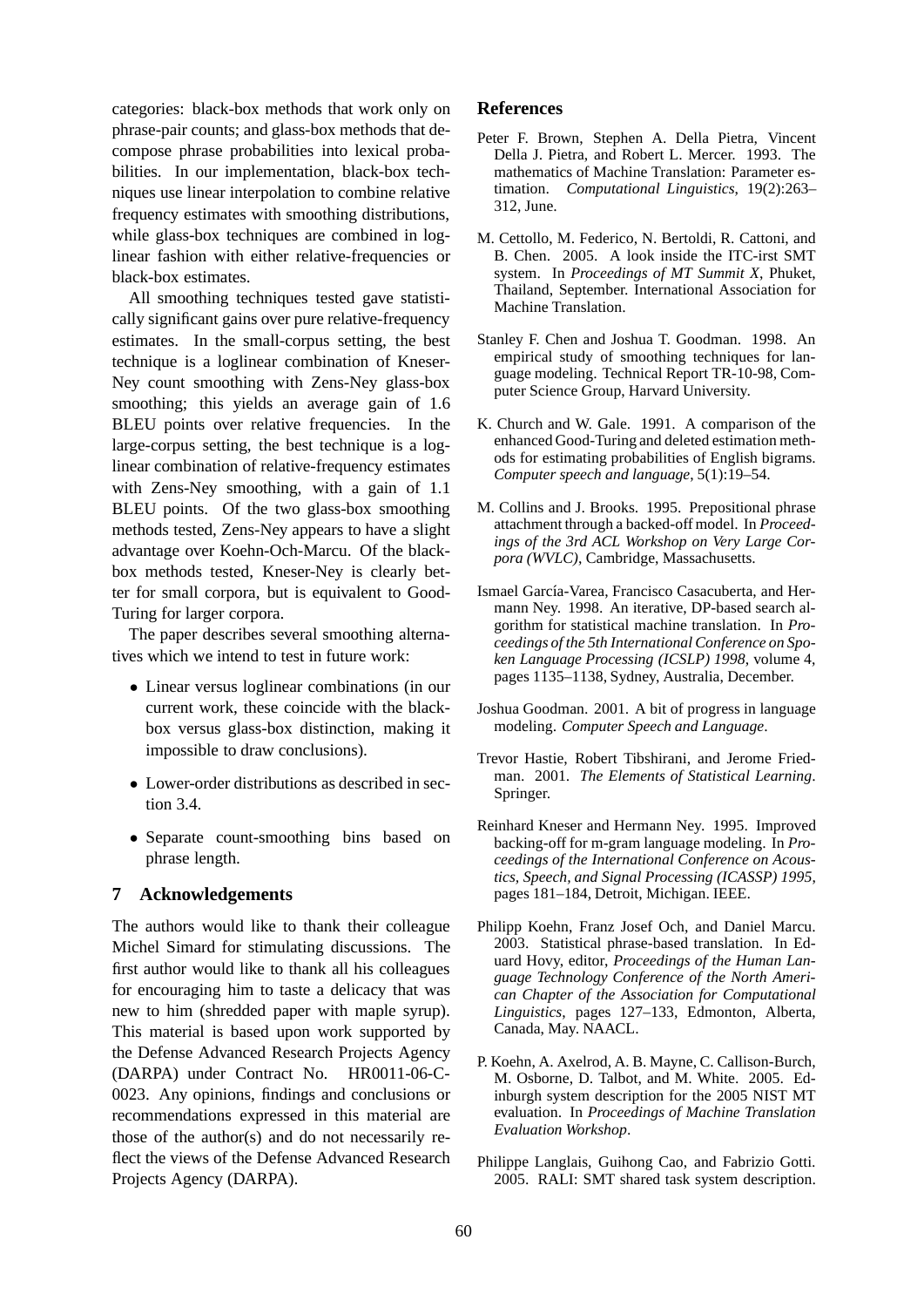categories: black-box methods that work only on phrase-pair counts; and glass-box methods that decompose phrase probabilities into lexical probabilities. In our implementation, black-box techniques use linear interpolation to combine relative frequency estimates with smoothing distributions, while glass-box techniques are combined in loglinear fashion with either relative-frequencies or black-box estimates.

All smoothing techniques tested gave statistically significant gains over pure relative-frequency estimates. In the small-corpus setting, the best technique is a loglinear combination of Kneser-Ney count smoothing with Zens-Ney glass-box smoothing; this yields an average gain of 1.6 BLEU points over relative frequencies. In the large-corpus setting, the best technique is a loglinear combination of relative-frequency estimates with Zens-Ney smoothing, with a gain of 1.1 BLEU points. Of the two glass-box smoothing methods tested, Zens-Ney appears to have a slight advantage over Koehn-Och-Marcu. Of the black-box methods tested, Kneser-Ney is clearly better for small corpora, but is equivalent to Good-Turing for larger corpora.

The paper describes several smoothing alternatives which we intend to test in future work:

- Linear versus loglinear combinations (in our current work, these coincide with the black-box versus glass-box distinction, making it impossible to draw conclusions).
- Lower-order distributions as described in section 3.4.
- Separate count-smoothing bins based on phrase length.

## 7 Acknowledgements

The authors would like to thank their colleague Michel Simard for stimulating discussions. The first author would like to thank all his colleagues for encouraging him to taste a delicacy that was new to him (shredded paper with maple syrup). This material is based upon work supported by the Defense Advanced Research Projects Agency (DARPA) under Contract No. HR0011-06-C-0023. Any opinions, findings and conclusions or recommendations expressed in this material are those of the author(s) and do not necessarily reflect the views of the Defense Advanced Research Projects Agency (DARPA).

## References

Peter F. Brown, Stephen A. Della Pietra, Vincent Della J. Pietra, and Robert L. Mercer. 1993. The mathematics of Machine Translation: Parameter estimation. *Computational Linguistics*, 19(2):263–312, June.

M. Cettollo, M. Federico, N. Bertoldi, R. Cattoni, and B. Chen. 2005. A look inside the ITC-irst SMT system. In *Proceedings of MT Summit X*, Phuket, Thailand, September. International Association for Machine Translation.

Stanley F. Chen and Joshua T. Goodman. 1998. An empirical study of smoothing techniques for language modeling. Technical Report TR-10-98, Computer Science Group, Harvard University.

K. Church and W. Gale. 1991. A comparison of the enhanced Good-Turing and deleted estimation methods for estimating probabilities of English bigrams. *Computer speech and language*, 5(1):19–54.

M. Collins and J. Brooks. 1995. Prepositional phrase attachment through a backed-off model. In *Proceedings of the 3rd ACL Workshop on Very Large Corpora (WVLC)*, Cambridge, Massachusetts.

Ismael García-Varea, Francisco Casacuberta, and Hermann Ney. 1998. An iterative, DP-based search algorithm for statistical machine translation. In *Proceedings of the 5th International Conference on Spoken Language Processing (ICSLP) 1998*, volume 4, pages 1135–1138, Sydney, Australia, December.

Joshua Goodman. 2001. A bit of progress in language modeling. *Computer Speech and Language*.

Trevor Hastie, Robert Tibshirani, and Jerome Friedman. 2001. *The Elements of Statistical Learning*. Springer.

Reinhard Kneser and Hermann Ney. 1995. Improved backing-off for m-gram language modeling. In *Proceedings of the International Conference on Acoustics, Speech, and Signal Processing (ICASSP) 1995*, pages 181–184, Detroit, Michigan. IEEE.

Philipp Koehn, Franz Josef Och, and Daniel Marcu. 2003. Statistical phrase-based translation. In Eduard Hovy, editor, *Proceedings of the Human Language Technology Conference of the North American Chapter of the Association for Computational Linguistics*, pages 127–133, Edmonton, Alberta, Canada, May. NAACL.

P. Koehn, A. Axelrod, A. B. Mayne, C. Callison-Burch, M. Osborne, D. Talbot, and M. White. 2005. Edinburgh system description for the 2005 NIST MT evaluation. In *Proceedings of Machine Translation Evaluation Workshop*.

Philippe Langlais, Guihong Cao, and Fabrizio Gotti. 2005. RALI: SMT shared task system description.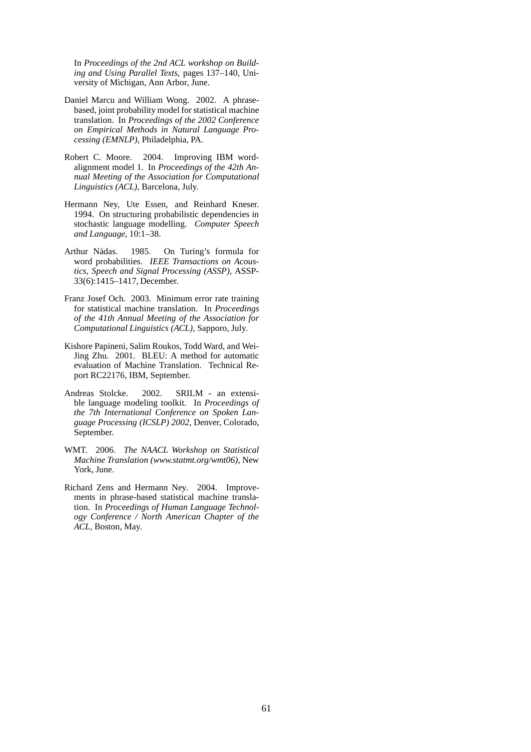In *Proceedings of the 2nd ACL workshop on Building and Using Parallel Texts*, pages 137–140, University of Michigan, Ann Arbor, June.

Daniel Marcu and William Wong. 2002. A phrase-based, joint probability model for statistical machine translation. In *Proceedings of the 2002 Conference on Empirical Methods in Natural Language Processing (EMNLP)*, Philadelphia, PA.

Robert C. Moore. 2004. Improving IBM word-alignment model 1. In *Proceedings of the 42th Annual Meeting of the Association for Computational Linguistics (ACL)*, Barcelona, July.

Hermann Ney, Ute Essen, and Reinhard Kneser. 1994. On structuring probabilistic dependencies in stochastic language modelling. *Computer Speech and Language*, 10:1–38.

Arthur Nádas. 1985. On Turing's formula for word probabilities. *IEEE Transactions on Acoustics, Speech and Signal Processing (ASSP)*, ASSP-33(6):1415–1417, December.

Franz Josef Och. 2003. Minimum error rate training for statistical machine translation. In *Proceedings of the 41th Annual Meeting of the Association for Computational Linguistics (ACL)*, Sapporo, July.

Kishore Papineni, Salim Roukos, Todd Ward, and Wei-Jing Zhu. 2001. BLEU: A method for automatic evaluation of Machine Translation. Technical Report RC22176, IBM, September.

Andreas Stolcke. 2002. SRILM - an extensible language modeling toolkit. In *Proceedings of the 7th International Conference on Spoken Language Processing (ICSLP) 2002*, Denver, Colorado, September.

WMT. 2006. *The NAACL Workshop on Statistical Machine Translation (www.statmt.org/wmt06)*, New York, June.

Richard Zens and Hermann Ney. 2004. Improvements in phrase-based statistical machine translation. In *Proceedings of Human Language Technology Conference / North American Chapter of the ACL*, Boston, May.